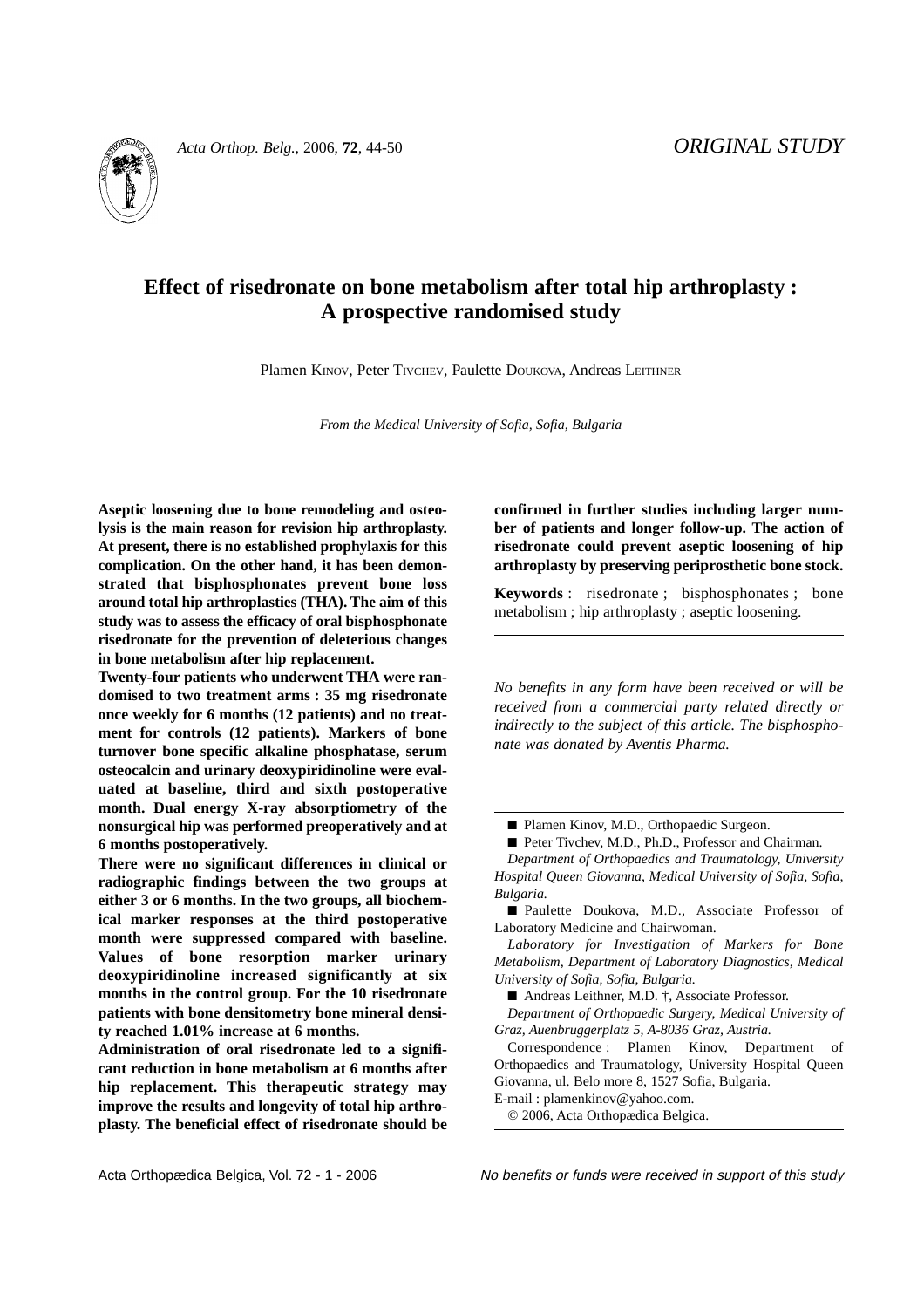ORIGINAL STUDY

# Effect of risedronate on bone metabolism after total hip arthroplasty : A prospective randomised study

Plamen KINOV, Peter TIVCHEV, Paulette DOUKOVA, Andreas LEITHNER

*From the Medical University of Sofia, Sofia, Bulgaria*

**Aseptic loosening due to bone remodeling and osteolysis is the main reason for revision hip arthroplasty. At present, there is no established prophylaxis for this complication. On the other hand, it has been demonstrated that bisphosphonates prevent bone loss around total hip arthroplasties (THA). The aim of this study was to assess the efficacy of oral bisphosphonate risedronate for the prevention of deleterious changes in bone metabolism after hip replacement.**

**Twenty-four patients who underwent THA were randomised to two treatment arms : 35 mg risedronate once weekly for 6 months (12 patients) and no treatment for controls (12 patients). Markers of bone turnover bone specific alkaline phosphatase, serum osteocalcin and urinary deoxypiridinoline were evaluated at baseline, third and sixth postoperative month. Dual energy X-ray absorptiometry of the nonsurgical hip was performed preoperatively and at 6 months postoperatively.**

**There were no significant differences in clinical or radiographic findings between the two groups at either 3 or 6 months. In the two groups, all biochemical marker responses at the third postoperative month were suppressed compared with baseline. Values of bone resorption marker urinary deoxypiridinoline increased significantly at six months in the control group. For the 10 risedronate patients with bone densitometry bone mineral density reached 1.01% increase at 6 months.**

**Administration of oral risedronate led to a significant reduction in bone metabolism at 6 months after hip replacement. This therapeutic strategy may improve the results and longevity of total hip arthroplasty. The beneficial effect of risedronate should be confirmed in further studies including larger number of patients and longer follow-up. The action of risedronate could prevent aseptic loosening of hip arthroplasty by preserving periprosthetic bone stock.**

**Keywords** : risedronate ; bisphosphonates ; bone metabolism ; hip arthroplasty ; aseptic loosening.

*No benefits in any form have been received or will be received from a commercial party related directly or indirectly to the subject of this article. The bisphosphonate was donated by Aventis Pharma.*

■ Plamen Kinov, M.D., Orthopaedic Surgeon.

■ Peter Tivchev, M.D., Ph.D., Professor and Chairman.

*Department of Orthopaedics and Traumatology, University Hospital Queen Giovanna, Medical University of Sofia, Sofia, Bulgaria.*

■ Paulette Doukova, M.D., Associate Professor of Laboratory Medicine and Chairwoman.

*Laboratory for Investigation of Markers for Bone Metabolism, Department of Laboratory Diagnostics, Medical University of Sofia, Sofia, Bulgaria.*

■ Andreas Leithner, M.D. †, Associate Professor.

*Department of Orthopaedic Surgery, Medical University of Graz, Auenbruggerplatz 5, A-8036 Graz, Austria.*

Correspondence : Plamen Kinov, Department of Orthopaedics and Traumatology, University Hospital Queen Giovanna, ul. Belo more 8, 1527 Sofia, Bulgaria.

E-mail : plamenkinov@yahoo.com.

© 2006, Acta Orthopædica Belgica.

*No benefits or funds were received in support of this study*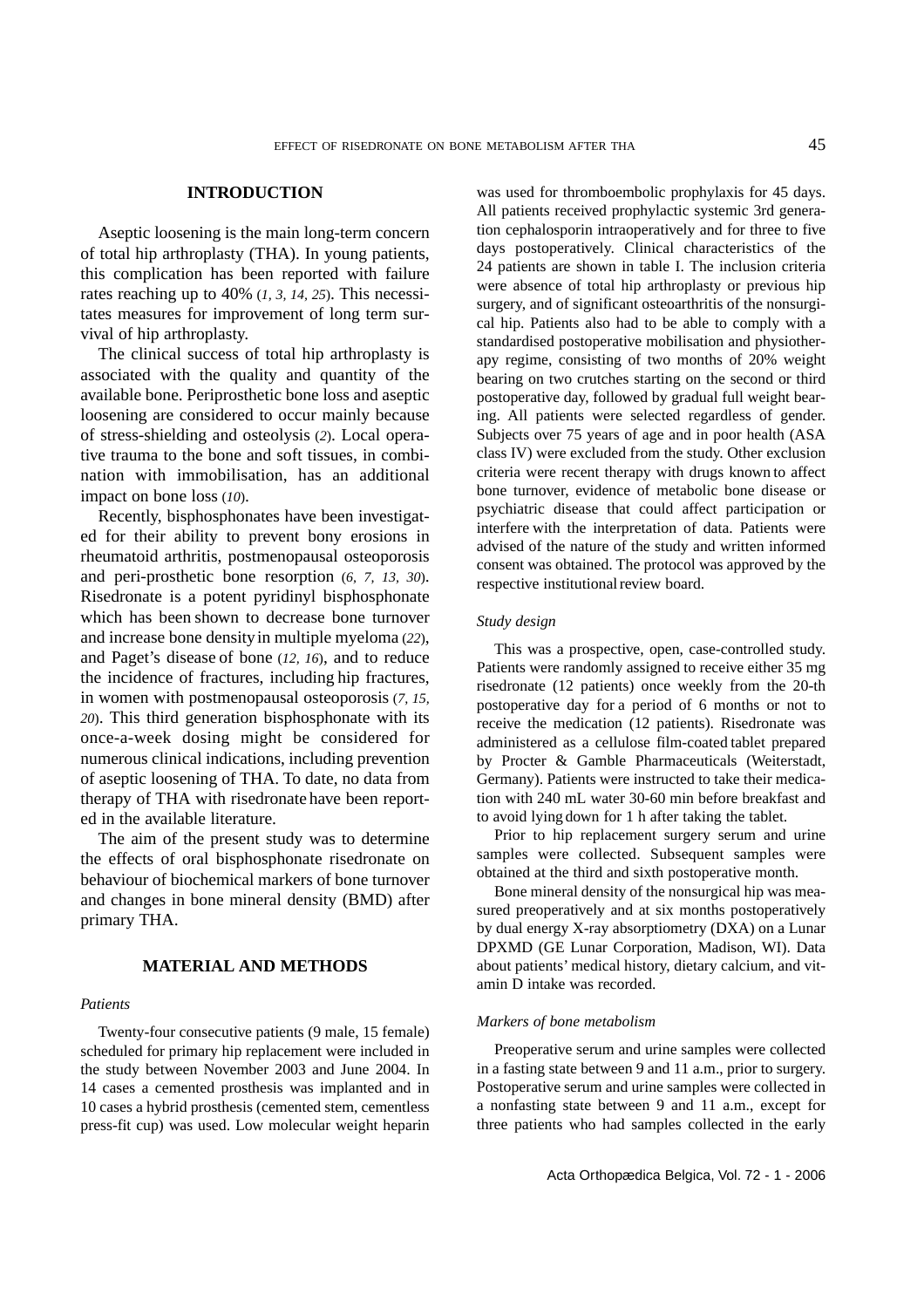## INTRODUCTION

Aseptic loosening is the main long-term concern of total hip arthroplasty (THA). In young patients, this complication has been reported with failure rates reaching up to 40% (*1, 3, 14, 25*). This necessitates measures for improvement of long term survival of hip arthroplasty.

The clinical success of total hip arthroplasty is associated with the quality and quantity of the available bone. Periprosthetic bone loss and aseptic loosening are considered to occur mainly because of stress-shielding and osteolysis (*2*). Local operative trauma to the bone and soft tissues, in combination with immobilisation, has an additional impact on bone loss (*10*).

Recently, bisphosphonates have been investigated for their ability to prevent bony erosions in rheumatoid arthritis, postmenopausal osteoporosis and peri-prosthetic bone resorption (*6, 7, 13, 30*). Risedronate is a potent pyridinyl bisphosphonate which has been shown to decrease bone turnover and increase bone density in multiple myeloma (*22*), and Paget's disease of bone (*12, 16*), and to reduce the incidence of fractures, including hip fractures, in women with postmenopausal osteoporosis (*7, 15, 20*). This third generation bisphosphonate with its once-a-week dosing might be considered for numerous clinical indications, including prevention of aseptic loosening of THA. To date, no data from therapy of THA with risedronate have been reported in the available literature.

The aim of the present study was to determine the effects of oral bisphosphonate risedronate on behaviour of biochemical markers of bone turnover and changes in bone mineral density (BMD) after primary THA.

## MATERIAL AND METHODS

### *Patients*

Twenty-four consecutive patients (9 male, 15 female) scheduled for primary hip replacement were included in the study between November 2003 and June 2004. In 14 cases a cemented prosthesis was implanted and in 10 cases a hybrid prosthesis (cemented stem, cementless press-fit cup) was used. Low molecular weight heparin was used for thromboembolic prophylaxis for 45 days. All patients received prophylactic systemic 3rd generation cephalosporin intraoperatively and for three to five days postoperatively. Clinical characteristics of the 24 patients are shown in table I. The inclusion criteria were absence of total hip arthroplasty or previous hip surgery, and of significant osteoarthritis of the nonsurgical hip. Patients also had to be able to comply with a standardised postoperative mobilisation and physiotherapy regime, consisting of two months of 20% weight bearing on two crutches starting on the second or third postoperative day, followed by gradual full weight bearing. All patients were selected regardless of gender. Subjects over 75 years of age and in poor health (ASA class IV) were excluded from the study. Other exclusion criteria were recent therapy with drugs known to affect bone turnover, evidence of metabolic bone disease or psychiatric disease that could affect participation or interfere with the interpretation of data. Patients were advised of the nature of the study and written informed consent was obtained. The protocol was approved by the respective institutional review board.

### *Study design*

This was a prospective, open, case-controlled study. Patients were randomly assigned to receive either 35 mg risedronate (12 patients) once weekly from the 20-th postoperative day for a period of 6 months or not to receive the medication (12 patients). Risedronate was administered as a cellulose film-coated tablet prepared by Procter & Gamble Pharmaceuticals (Weiterstadt, Germany). Patients were instructed to take their medication with 240 mL water 30-60 min before breakfast and to avoid lying down for 1 h after taking the tablet.

Prior to hip replacement surgery serum and urine samples were collected. Subsequent samples were obtained at the third and sixth postoperative month.

Bone mineral density of the nonsurgical hip was measured preoperatively and at six months postoperatively by dual energy X-ray absorptiometry (DXA) on a Lunar DPXMD (GE Lunar Corporation, Madison, WI). Data about patients' medical history, dietary calcium, and vitamin D intake was recorded.

### *Markers of bone metabolism*

Preoperative serum and urine samples were collected in a fasting state between 9 and 11 a.m., prior to surgery. Postoperative serum and urine samples were collected in a nonfasting state between 9 and 11 a.m., except for three patients who had samples collected in the early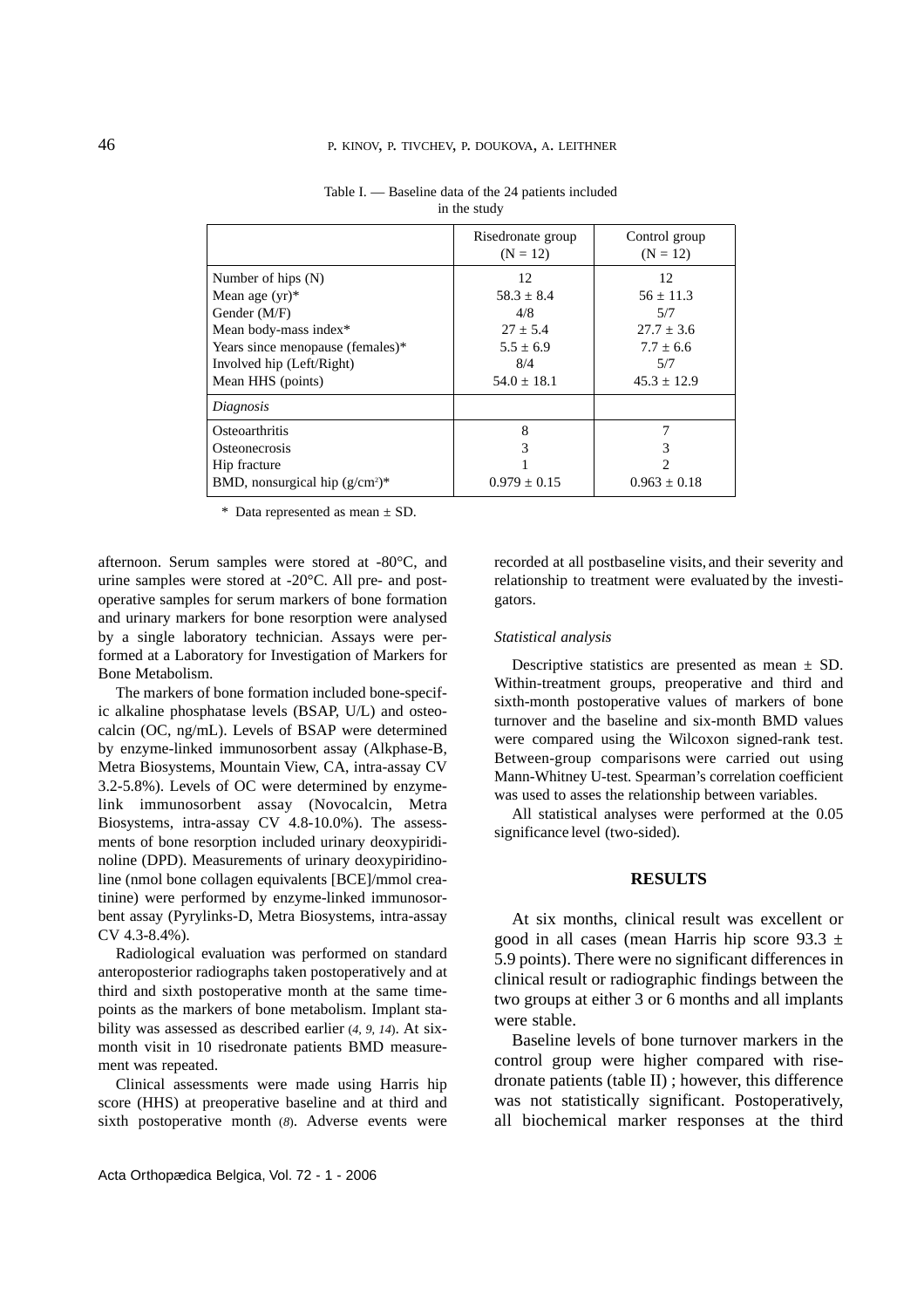Table I. — Baseline data of the 24 patients included in the study

| | Risedronate group (N = 12) | Control group (N = 12) |
|---|---|---|
| Number of hips (N) | 12 | 12 |
| Mean age (yr)* | 58.3 ± 8.4 | 56 ± 11.3 |
| Gender (M/F) | 4/8 | 5/7 |
| Mean body-mass index* | 27 ± 5.4 | 27.7 ± 3.6 |
| Years since menopause (females)* | 5.5 ± 6.9 | 7.7 ± 6.6 |
| Involved hip (Left/Right) | 8/4 | 5/7 |
| Mean HHS (points) | 54.0 ± 18.1 | 45.3 ± 12.9 |
| *Diagnosis* | | |
| Osteoarthritis | 8 | 7 |
| Osteonecrosis | 3 | 3 |
| Hip fracture | 1 | 2 |
| BMD, nonsurgical hip ($g/cm^2$)* | 0.979 ± 0.15 | 0.963 ± 0.18 |

\* Data represented as mean ± SD.

afternoon. Serum samples were stored at -80°C, and urine samples were stored at -20°C. All pre- and postoperative samples for serum markers of bone formation and urinary markers for bone resorption were analysed by a single laboratory technician. Assays were performed at a Laboratory for Investigation of Markers for Bone Metabolism.

The markers of bone formation included bone-specific alkaline phosphatase levels (BSAP, U/L) and osteocalcin (OC, ng/mL). Levels of BSAP were determined by enzyme-linked immunosorbent assay (Alkphase-B, Metra Biosystems, Mountain View, CA, intra-assay CV 3.2-5.8%). Levels of OC were determined by enzyme-link immunosorbent assay (Novocalcin, Metra Biosystems, intra-assay CV 4.8-10.0%). The assessments of bone resorption included urinary deoxypiridinoline (DPD). Measurements of urinary deoxypiridinoline (nmol bone collagen equivalents [BCE]/mmol creatinine) were performed by enzyme-linked immunosorbent assay (Pyrylinks-D, Metra Biosystems, intra-assay CV 4.3-8.4%).

Radiological evaluation was performed on standard anteroposterior radiographs taken postoperatively and at third and sixth postoperative month at the same timepoints as the markers of bone metabolism. Implant stability was assessed as described earlier (*4, 9, 14*). At six-month visit in 10 risedronate patients BMD measurement was repeated.

Clinical assessments were made using Harris hip score (HHS) at preoperative baseline and at third and sixth postoperative month (*8*). Adverse events were recorded at all postbaseline visits, and their severity and relationship to treatment were evaluated by the investigators.

*Statistical analysis*

Descriptive statistics are presented as mean ± SD. Within-treatment groups, preoperative and third and sixth-month postoperative values of markers of bone turnover and the baseline and six-month BMD values were compared using the Wilcoxon signed-rank test. Between-group comparisons were carried out using Mann-Whitney U-test. Spearman's correlation coefficient was used to asses the relationship between variables.

All statistical analyses were performed at the 0.05 significance level (two-sided).

## RESULTS

At six months, clinical result was excellent or good in all cases (mean Harris hip score 93.3 ± 5.9 points). There were no significant differences in clinical result or radiographic findings between the two groups at either 3 or 6 months and all implants were stable.

Baseline levels of bone turnover markers in the control group were higher compared with risedronate patients (table II) ; however, this difference was not statistically significant. Postoperatively, all biochemical marker responses at the third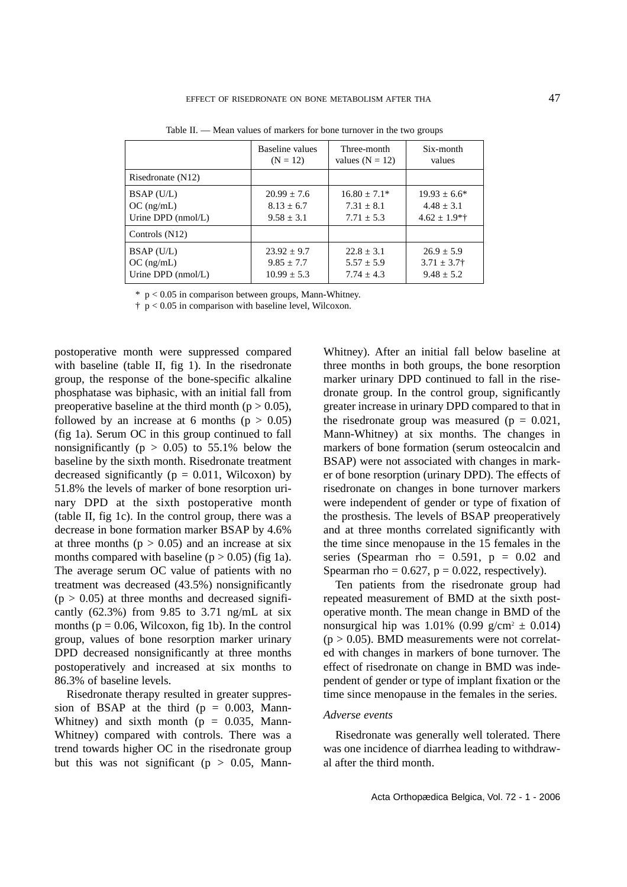Table II. — Mean values of markers for bone turnover in the two groups

| | Baseline values (N = 12) | Three-month values (N = 12) | Six-month values |
|---|---|---|---|
| Risedronate (N12) | | | |
| BSAP (U/L) | 20.99 ± 7.6 | 16.80 ± 7.1* | 19.93 ± 6.6* |
| OC (ng/mL) | 8.13 ± 6.7 | 7.31 ± 8.1 | 4.48 ± 3.1 |
| Urine DPD (nmol/L) | 9.58 ± 3.1 | 7.71 ± 5.3 | 4.62 ± 1.9*† |
| Controls (N12) | | | |
| BSAP (U/L) | 23.92 ± 9.7 | 22.8 ± 3.1 | 26.9 ± 5.9 |
| OC (ng/mL) | 9.85 ± 7.7 | 5.57 ± 5.9 | 3.71 ± 3.7† |
| Urine DPD (nmol/L) | 10.99 ± 5.3 | 7.74 ± 4.3 | 9.48 ± 5.2 |

\* $p < 0.05$ in comparison between groups, Mann-Whitney.

† $p < 0.05$ in comparison with baseline level, Wilcoxon.

postoperative month were suppressed compared with baseline (table II, fig 1). In the risedronate group, the response of the bone-specific alkaline phosphatase was biphasic, with an initial fall from preoperative baseline at the third month ($p > 0.05$), followed by an increase at 6 months ($p > 0.05$) (fig 1a). Serum OC in this group continued to fall nonsignificantly ($p > 0.05$) to 55.1% below the baseline by the sixth month. Risedronate treatment decreased significantly ($p = 0.011$, Wilcoxon) by 51.8% the levels of marker of bone resorption urinary DPD at the sixth postoperative month (table II, fig 1c). In the control group, there was a decrease in bone formation marker BSAP by 4.6% at three months ($p > 0.05$) and an increase at six months compared with baseline ($p > 0.05$) (fig 1a). The average serum OC value of patients with no treatment was decreased (43.5%) nonsignificantly ($p > 0.05$) at three months and decreased significantly (62.3%) from 9.85 to 3.71 ng/mL at six months ($p = 0.06$, Wilcoxon, fig 1b). In the control group, values of bone resorption marker urinary DPD decreased nonsignificantly at three months postoperatively and increased at six months to 86.3% of baseline levels.

Risedronate therapy resulted in greater suppression of BSAP at the third ($p = 0.003$, Mann-Whitney) and sixth month ($p = 0.035$, Mann-Whitney) compared with controls. There was a trend towards higher OC in the risedronate group but this was not significant ($p > 0.05$, Mann-Whitney). After an initial fall below baseline at three months in both groups, the bone resorption marker urinary DPD continued to fall in the risedronate group. In the control group, significantly greater increase in urinary DPD compared to that in the risedronate group was measured ($p = 0.021$, Mann-Whitney) at six months. The changes in markers of bone formation (serum osteocalcin and BSAP) were not associated with changes in marker of bone resorption (urinary DPD). The effects of risedronate on changes in bone turnover markers were independent of gender or type of fixation of the prosthesis. The levels of BSAP preoperatively and at three months correlated significantly with the time since menopause in the 15 females in the series (Spearman rho = 0.591, $p = 0.02$ and Spearman rho = 0.627, $p = 0.022$, respectively).

Ten patients from the risedronate group had repeated measurement of BMD at the sixth postoperative month. The mean change in BMD of the nonsurgical hip was 1.01% (0.99 $g/cm^2$ ± 0.014) ($p > 0.05$). BMD measurements were not correlated with changes in markers of bone turnover. The effect of risedronate on change in BMD was independent of gender or type of implant fixation or the time since menopause in the females in the series.

*Adverse events*

Risedronate was generally well tolerated. There was one incidence of diarrhea leading to withdrawal after the third month.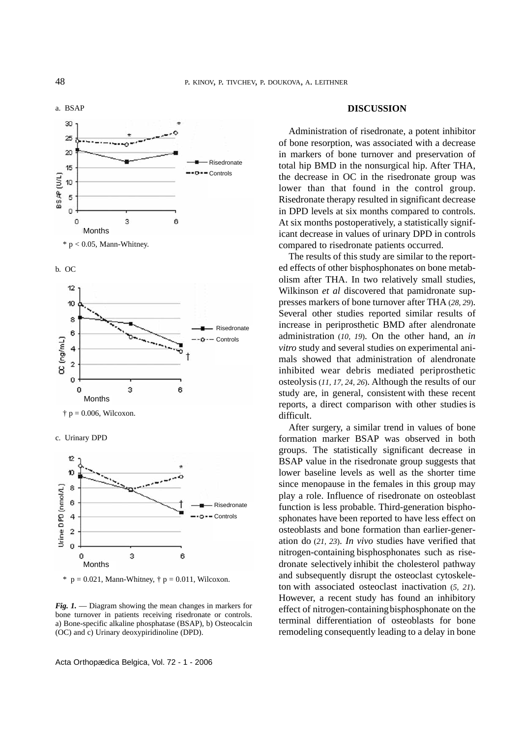a. BSAP

* $p < 0.05$, Mann-Whitney.

b. OC

† $p = 0.006$, Wilcoxon.

c. Urinary DPD

* $p = 0.021$, Mann-Whitney, † $p = 0.011$, Wilcoxon.

***Fig. 1.*** — Diagram showing the mean changes in markers for bone turnover in patients receiving risedronate or controls. a) Bone-specific alkaline phosphatase (BSAP), b) Osteocalcin (OC) and c) Urinary deoxypiridinoline (DPD).

## DISCUSSION

Administration of risedronate, a potent inhibitor of bone resorption, was associated with a decrease in markers of bone turnover and preservation of total hip BMD in the nonsurgical hip. After THA, the decrease in OC in the risedronate group was lower than that found in the control group. Risedronate therapy resulted in significant decrease in DPD levels at six months compared to controls. At six months postoperatively, a statistically significant decrease in values of urinary DPD in controls compared to risedronate patients occurred.

The results of this study are similar to the reported effects of other bisphosphonates on bone metabolism after THA. In two relatively small studies, Wilkinson *et al* discovered that pamidronate suppresses markers of bone turnover after THA (*28, 29*). Several other studies reported similar results of increase in periprosthetic BMD after alendronate administration (*10, 19*). On the other hand, an *in vitro* study and several studies on experimental animals showed that administration of alendronate inhibited wear debris mediated periprosthetic osteolysis (*11, 17, 24, 26*). Although the results of our study are, in general, consistent with these recent reports, a direct comparison with other studies is difficult.

After surgery, a similar trend in values of bone formation marker BSAP was observed in both groups. The statistically significant decrease in BSAP value in the risedronate group suggests that lower baseline levels as well as the shorter time since menopause in the females in this group may play a role. Influence of risedronate on osteoblast function is less probable. Third-generation bisphosphonates have been reported to have less effect on osteoblasts and bone formation than earlier-generation do (*21, 23*). *In vivo* studies have verified that nitrogen-containing bisphosphonates such as risedronate selectively inhibit the cholesterol pathway and subsequently disrupt the osteoclast cytoskeleton with associated osteoclast inactivation (*5, 21*). However, a recent study has found an inhibitory effect of nitrogen-containing bisphosphonate on the terminal differentiation of osteoblasts for bone remodeling consequently leading to a delay in bone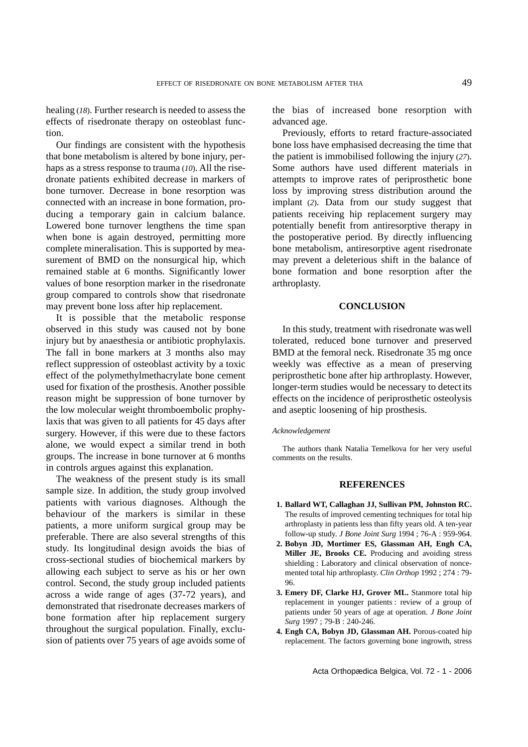healing (*18*). Further research is needed to assess the effects of risedronate therapy on osteoblast function.

Our findings are consistent with the hypothesis that bone metabolism is altered by bone injury, perhaps as a stress response to trauma (*10*). All the risedronate patients exhibited decrease in markers of bone turnover. Decrease in bone resorption was connected with an increase in bone formation, producing a temporary gain in calcium balance. Lowered bone turnover lengthens the time span when bone is again destroyed, permitting more complete mineralisation. This is supported by measurement of BMD on the nonsurgical hip, which remained stable at 6 months. Significantly lower values of bone resorption marker in the risedronate group compared to controls show that risedronate may prevent bone loss after hip replacement.

It is possible that the metabolic response observed in this study was caused not by bone injury but by anaesthesia or antibiotic prophylaxis. The fall in bone markers at 3 months also may reflect suppression of osteoblast activity by a toxic effect of the polymethylmethacrylate bone cement used for fixation of the prosthesis. Another possible reason might be suppression of bone turnover by the low molecular weight thromboembolic prophylaxis that was given to all patients for 45 days after surgery. However, if this were due to these factors alone, we would expect a similar trend in both groups. The increase in bone turnover at 6 months in controls argues against this explanation.

The weakness of the present study is its small sample size. In addition, the study group involved patients with various diagnoses. Although the behaviour of the markers is similar in these patients, a more uniform surgical group may be preferable. There are also several strengths of this study. Its longitudinal design avoids the bias of cross-sectional studies of biochemical markers by allowing each subject to serve as his or her own control. Second, the study group included patients across a wide range of ages (37-72 years), and demonstrated that risedronate decreases markers of bone formation after hip replacement surgery throughout the surgical population. Finally, exclusion of patients over 75 years of age avoids some of the bias of increased bone resorption with advanced age.

Previously, efforts to retard fracture-associated bone loss have emphasised decreasing the time that the patient is immobilised following the injury (*27*). Some authors have used different materials in attempts to improve rates of periprosthetic bone loss by improving stress distribution around the implant (*2*). Data from our study suggest that patients receiving hip replacement surgery may potentially benefit from antiresorptive therapy in the postoperative period. By directly influencing bone metabolism, antiresorptive agent risedronate may prevent a deleterious shift in the balance of bone formation and bone resorption after the arthroplasty.

## CONCLUSION

In this study, treatment with risedronate was well tolerated, reduced bone turnover and preserved BMD at the femoral neck. Risedronate 35 mg once weekly was effective as a mean of preserving periprosthetic bone after hip arthroplasty. However, longer-term studies would be necessary to detect its effects on the incidence of periprosthetic osteolysis and aseptic loosening of hip prosthesis.

*Acknowledgement*

The authors thank Natalia Temelkova for her very useful comments on the results.

## REFERENCES

1. **Ballard WT, Callaghan JJ, Sullivan PM, Johnston RC.** The results of improved cementing techniques for total hip arthroplasty in patients less than fifty years old. A ten-year follow-up study. *J Bone Joint Surg* 1994 ; 76-A : 959-964.
2. **Bobyn JD, Mortimer ES, Glassman AH, Engh CA, Miller JE, Brooks CE.** Producing and avoiding stress shielding : Laboratory and clinical observation of noncemented total hip arthroplasty. *Clin Orthop* 1992 ; 274 : 79-96.
3. **Emery DF, Clarke HJ, Grover ML.** Stanmore total hip replacement in younger patients : review of a group of patients under 50 years of age at operation. *J Bone Joint Surg* 1997 ; 79-B : 240-246.
4. **Engh CA, Bobyn JD, Glassman AH.** Porous-coated hip replacement. The factors governing bone ingrowth, stress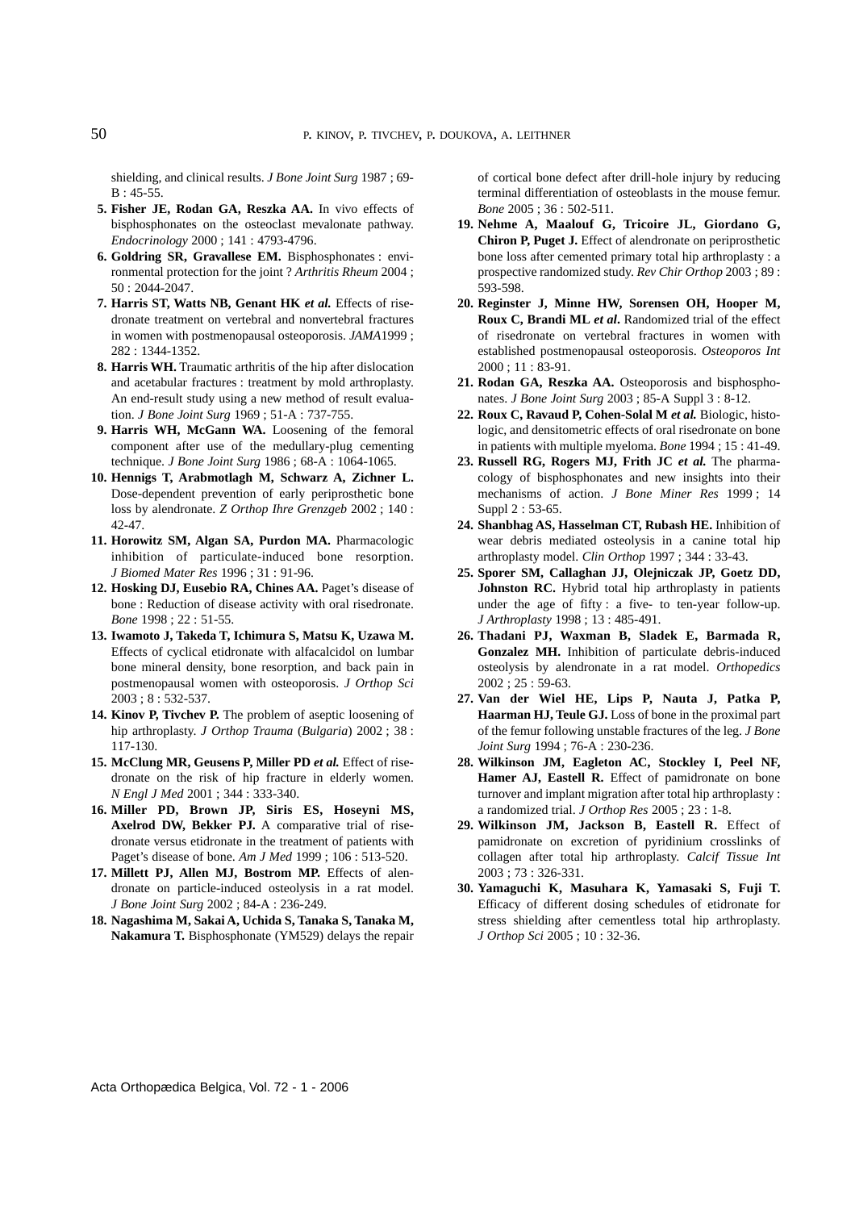shielding, and clinical results. *J Bone Joint Surg* 1987 ; 69-B : 45-55.

5. **Fisher JE, Rodan GA, Reszka AA.** In vivo effects of bisphosphonates on the osteoclast mevalonate pathway. *Endocrinology* 2000 ; 141 : 4793-4796.
6. **Goldring SR, Gravallese EM.** Bisphosphonates : environmental protection for the joint ? *Arthritis Rheum* 2004 ; 50 : 2044-2047.
7. **Harris ST, Watts NB, Genant HK *et al.*** Effects of risedronate treatment on vertebral and nonvertebral fractures in women with postmenopausal osteoporosis. *JAMA*1999 ; 282 : 1344-1352.
8. **Harris WH.** Traumatic arthritis of the hip after dislocation and acetabular fractures : treatment by mold arthroplasty. An end-result study using a new method of result evaluation. *J Bone Joint Surg* 1969 ; 51-A : 737-755.
9. **Harris WH, McGann WA.** Loosening of the femoral component after use of the medullary-plug cementing technique. *J Bone Joint Surg* 1986 ; 68-A : 1064-1065.
10. **Hennigs T, Arabmotlagh M, Schwarz A, Zichner L.** Dose-dependent prevention of early periprosthetic bone loss by alendronate. *Z Orthop Ihre Grenzgeb* 2002 ; 140 : 42-47.
11. **Horowitz SM, Algan SA, Purdon MA.** Pharmacologic inhibition of particulate-induced bone resorption. *J Biomed Mater Res* 1996 ; 31 : 91-96.
12. **Hosking DJ, Eusebio RA, Chines AA.** Paget's disease of bone : Reduction of disease activity with oral risedronate. *Bone* 1998 ; 22 : 51-55.
13. **Iwamoto J, Takeda T, Ichimura S, Matsu K, Uzawa M.** Effects of cyclical etidronate with alfacalcidol on lumbar bone mineral density, bone resorption, and back pain in postmenopausal women with osteoporosis. *J Orthop Sci* 2003 ; 8 : 532-537.
14. **Kinov P, Tivchev P.** The problem of aseptic loosening of hip arthroplasty. *J Orthop Trauma* (*Bulgaria*) 2002 ; 38 : 117-130.
15. **McClung MR, Geusens P, Miller PD *et al.*** Effect of risedronate on the risk of hip fracture in elderly women. *N Engl J Med* 2001 ; 344 : 333-340.
16. **Miller PD, Brown JP, Siris ES, Hoseyni MS, Axelrod DW, Bekker PJ.** A comparative trial of risedronate versus etidronate in the treatment of patients with Paget's disease of bone. *Am J Med* 1999 ; 106 : 513-520.
17. **Millett PJ, Allen MJ, Bostrom MP.** Effects of alendronate on particle-induced osteolysis in a rat model. *J Bone Joint Surg* 2002 ; 84-A : 236-249.
18. **Nagashima M, Sakai A, Uchida S, Tanaka S, Tanaka M, Nakamura T.** Bisphosphonate (YM529) delays the repair of cortical bone defect after drill-hole injury by reducing terminal differentiation of osteoblasts in the mouse femur. *Bone* 2005 ; 36 : 502-511.
19. **Nehme A, Maalouf G, Tricoire JL, Giordano G, Chiron P, Puget J.** Effect of alendronate on periprosthetic bone loss after cemented primary total hip arthroplasty : a prospective randomized study. *Rev Chir Orthop* 2003 ; 89 : 593-598.
20. **Reginster J, Minne HW, Sorensen OH, Hooper M, Roux C, Brandi ML *et al*.** Randomized trial of the effect of risedronate on vertebral fractures in women with established postmenopausal osteoporosis. *Osteoporos Int* 2000 ; 11 : 83-91.
21. **Rodan GA, Reszka AA.** Osteoporosis and bisphosphonates. *J Bone Joint Surg* 2003 ; 85-A Suppl 3 : 8-12.
22. **Roux C, Ravaud P, Cohen-Solal M *et al.*** Biologic, histologic, and densitometric effects of oral risedronate on bone in patients with multiple myeloma. *Bone* 1994 ; 15 : 41-49.
23. **Russell RG, Rogers MJ, Frith JC *et al.*** The pharmacology of bisphosphonates and new insights into their mechanisms of action. *J Bone Miner Res* 1999 ; 14 Suppl 2 : 53-65.
24. **Shanbhag AS, Hasselman CT, Rubash HE.** Inhibition of wear debris mediated osteolysis in a canine total hip arthroplasty model. *Clin Orthop* 1997 ; 344 : 33-43.
25. **Sporer SM, Callaghan JJ, Olejniczak JP, Goetz DD, Johnston RC.** Hybrid total hip arthroplasty in patients under the age of fifty : a five- to ten-year follow-up. *J Arthroplasty* 1998 ; 13 : 485-491.
26. **Thadani PJ, Waxman B, Sladek E, Barmada R, Gonzalez MH.** Inhibition of particulate debris-induced osteolysis by alendronate in a rat model. *Orthopedics* 2002 ; 25 : 59-63.
27. **Van der Wiel HE, Lips P, Nauta J, Patka P, Haarman HJ, Teule GJ.** Loss of bone in the proximal part of the femur following unstable fractures of the leg. *J Bone Joint Surg* 1994 ; 76-A : 230-236.
28. **Wilkinson JM, Eagleton AC, Stockley I, Peel NF, Hamer AJ, Eastell R.** Effect of pamidronate on bone turnover and implant migration after total hip arthroplasty : a randomized trial. *J Orthop Res* 2005 ; 23 : 1-8.
29. **Wilkinson JM, Jackson B, Eastell R.** Effect of pamidronate on excretion of pyridinium crosslinks of collagen after total hip arthroplasty. *Calcif Tissue Int* 2003 ; 73 : 326-331.
30. **Yamaguchi K, Masuhara K, Yamasaki S, Fuji T.** Efficacy of different dosing schedules of etidronate for stress shielding after cementless total hip arthroplasty. *J Orthop Sci* 2005 ; 10 : 32-36.